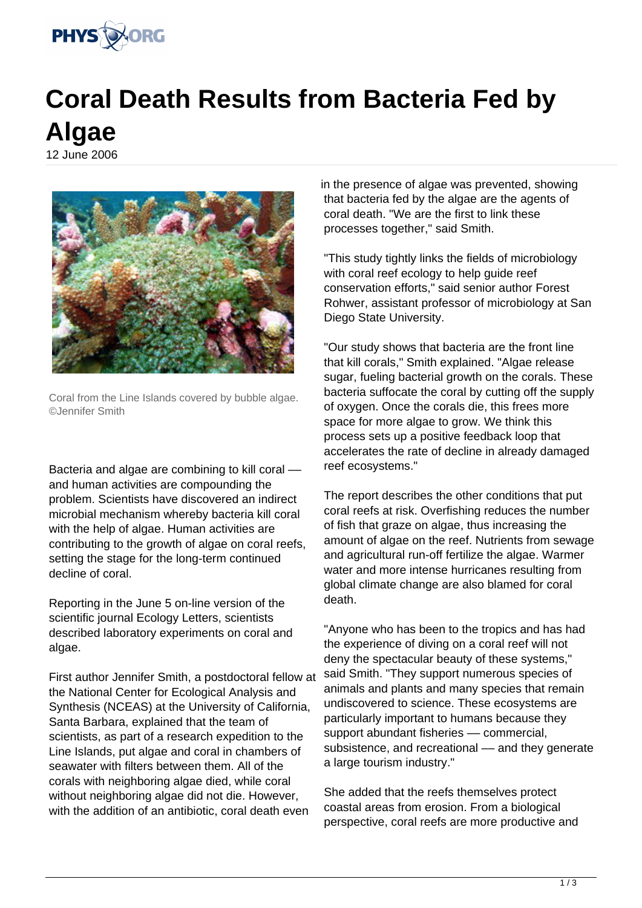# Coral Death Results from Bacteria Fed by Algae

12 June 2006

Coral from the Line Islands covered by bubble algae. ©Jennifer Smith

Bacteria and algae are combining to kill coral — and human activities are compounding the problem. Scientists have discovered an indirect microbial mechanism whereby bacteria kill coral with the help of algae. Human activities are contributing to the growth of algae on coral reefs, setting the stage for the long-term continued decline of coral.

Reporting in the June 5 on-line version of the scientific journal Ecology Letters, scientists described laboratory experiments on coral and algae.

First author Jennifer Smith, a postdoctoral fellow at the National Center for Ecological Analysis and Synthesis (NCEAS) at the University of California, Santa Barbara, explained that the team of scientists, as part of a research expedition to the Line Islands, put algae and coral in chambers of seawater with filters between them. All of the corals with neighboring algae died, while coral without neighboring algae did not die. However, with the addition of an antibiotic, coral death even in the presence of algae was prevented, showing that bacteria fed by the algae are the agents of coral death. "We are the first to link these processes together," said Smith.

"This study tightly links the fields of microbiology with coral reef ecology to help guide reef conservation efforts," said senior author Forest Rohwer, assistant professor of microbiology at San Diego State University.

"Our study shows that bacteria are the front line that kill corals," Smith explained. "Algae release sugar, fueling bacterial growth on the corals. These bacteria suffocate the coral by cutting off the supply of oxygen. Once the corals die, this frees more space for more algae to grow. We think this process sets up a positive feedback loop that accelerates the rate of decline in already damaged reef ecosystems."

The report describes the other conditions that put coral reefs at risk. Overfishing reduces the number of fish that graze on algae, thus increasing the amount of algae on the reef. Nutrients from sewage and agricultural run-off fertilize the algae. Warmer water and more intense hurricanes resulting from global climate change are also blamed for coral death.

"Anyone who has been to the tropics and has had the experience of diving on a coral reef will not deny the spectacular beauty of these systems," said Smith. "They support numerous species of animals and plants and many species that remain undiscovered to science. These ecosystems are particularly important to humans because they support abundant fisheries — commercial, subsistence, and recreational — and they generate a large tourism industry."

She added that the reefs themselves protect coastal areas from erosion. From a biological perspective, coral reefs are more productive and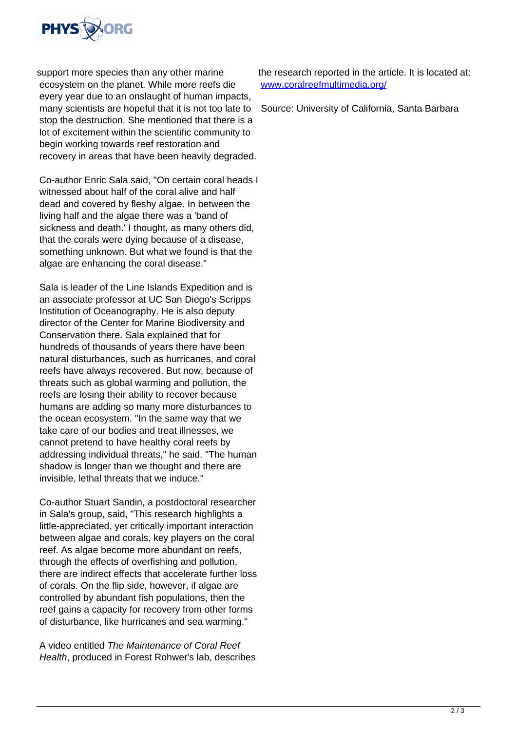support more species than any other marine ecosystem on the planet. While more reefs die every year due to an onslaught of human impacts, many scientists are hopeful that it is not too late to stop the destruction. She mentioned that there is a lot of excitement within the scientific community to begin working towards reef restoration and recovery in areas that have been heavily degraded.

Co-author Enric Sala said, "On certain coral heads I witnessed about half of the coral alive and half dead and covered by fleshy algae. In between the living half and the algae there was a 'band of sickness and death.' I thought, as many others did, that the corals were dying because of a disease, something unknown. But what we found is that the algae are enhancing the coral disease."

Sala is leader of the Line Islands Expedition and is an associate professor at UC San Diego's Scripps Institution of Oceanography. He is also deputy director of the Center for Marine Biodiversity and Conservation there. Sala explained that for hundreds of thousands of years there have been natural disturbances, such as hurricanes, and coral reefs have always recovered. But now, because of threats such as global warming and pollution, the reefs are losing their ability to recover because humans are adding so many more disturbances to the ocean ecosystem. "In the same way that we take care of our bodies and treat illnesses, we cannot pretend to have healthy coral reefs by addressing individual threats," he said. "The human shadow is longer than we thought and there are invisible, lethal threats that we induce."

Co-author Stuart Sandin, a postdoctoral researcher in Sala's group, said, "This research highlights a little-appreciated, yet critically important interaction between algae and corals, key players on the coral reef. As algae become more abundant on reefs, through the effects of overfishing and pollution, there are indirect effects that accelerate further loss of corals. On the flip side, however, if algae are controlled by abundant fish populations, then the reef gains a capacity for recovery from other forms of disturbance, like hurricanes and sea warming."

A video entitled *The Maintenance of Coral Reef Health*, produced in Forest Rohwer's lab, describes the research reported in the article. It is located at: [www.coralreefmultimedia.org/](http://www.coralreefmultimedia.org/)

Source: University of California, Santa Barbara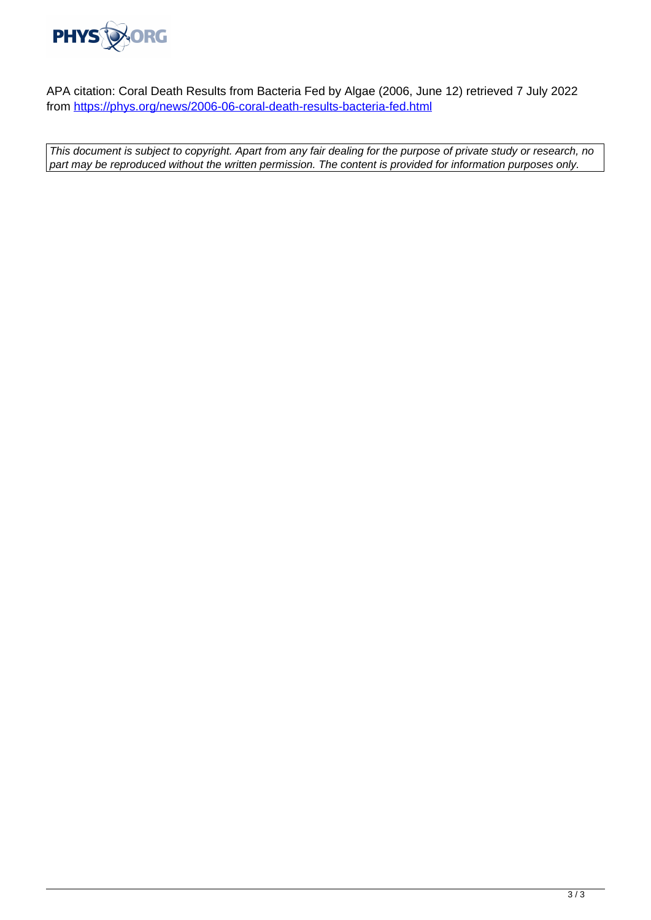APA citation: Coral Death Results from Bacteria Fed by Algae (2006, June 12) retrieved 7 July 2022 from https://phys.org/news/2006-06-coral-death-results-bacteria-fed.html

*This document is subject to copyright. Apart from any fair dealing for the purpose of private study or research, no part may be reproduced without the written permission. The content is provided for information purposes only.*